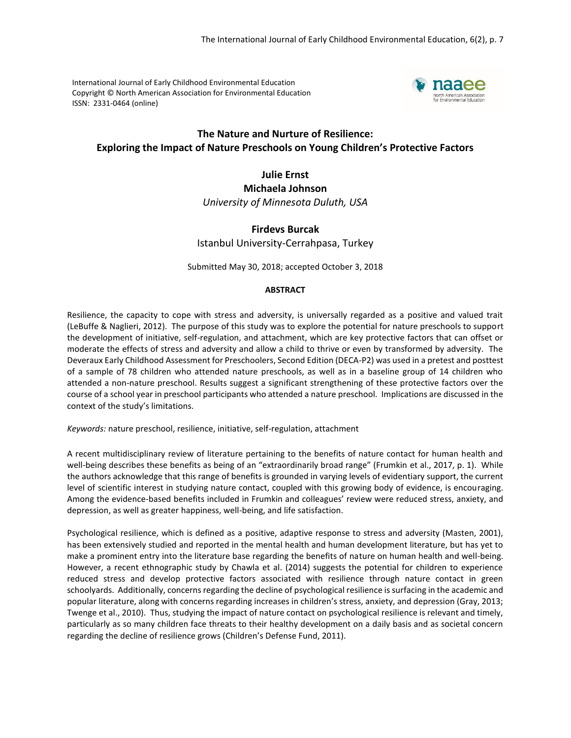International Journal of Early Childhood Environmental Education
Copyright © North American Association for Environmental Education
ISSN: 2331-0464 (online)

# The Nature and Nurture of Resilience: Exploring the Impact of Nature Preschools on Young Children's Protective Factors

**Julie Ernst**
**Michaela Johnson**
*University of Minnesota Duluth, USA*

**Firdevs Burcak**
Istanbul University-Cerrahpasa, Turkey

Submitted May 30, 2018; accepted October 3, 2018

## ABSTRACT

Resilience, the capacity to cope with stress and adversity, is universally regarded as a positive and valued trait (LeBuffe & Naglieri, 2012). The purpose of this study was to explore the potential for nature preschools to support the development of initiative, self-regulation, and attachment, which are key protective factors that can offset or moderate the effects of stress and adversity and allow a child to thrive or even by transformed by adversity. The Deveraux Early Childhood Assessment for Preschoolers, Second Edition (DECA-P2) was used in a pretest and posttest of a sample of 78 children who attended nature preschools, as well as in a baseline group of 14 children who attended a non-nature preschool. Results suggest a significant strengthening of these protective factors over the course of a school year in preschool participants who attended a nature preschool. Implications are discussed in the context of the study's limitations.

*Keywords:* nature preschool, resilience, initiative, self-regulation, attachment

A recent multidisciplinary review of literature pertaining to the benefits of nature contact for human health and well-being describes these benefits as being of an "extraordinarily broad range" (Frumkin et al., 2017, p. 1). While the authors acknowledge that this range of benefits is grounded in varying levels of evidentiary support, the current level of scientific interest in studying nature contact, coupled with this growing body of evidence, is encouraging. Among the evidence-based benefits included in Frumkin and colleagues' review were reduced stress, anxiety, and depression, as well as greater happiness, well-being, and life satisfaction.

Psychological resilience, which is defined as a positive, adaptive response to stress and adversity (Masten, 2001), has been extensively studied and reported in the mental health and human development literature, but has yet to make a prominent entry into the literature base regarding the benefits of nature on human health and well-being. However, a recent ethnographic study by Chawla et al. (2014) suggests the potential for children to experience reduced stress and develop protective factors associated with resilience through nature contact in green schoolyards. Additionally, concerns regarding the decline of psychological resilience is surfacing in the academic and popular literature, along with concerns regarding increases in children's stress, anxiety, and depression (Gray, 2013; Twenge et al., 2010). Thus, studying the impact of nature contact on psychological resilience is relevant and timely, particularly as so many children face threats to their healthy development on a daily basis and as societal concern regarding the decline of resilience grows (Children's Defense Fund, 2011).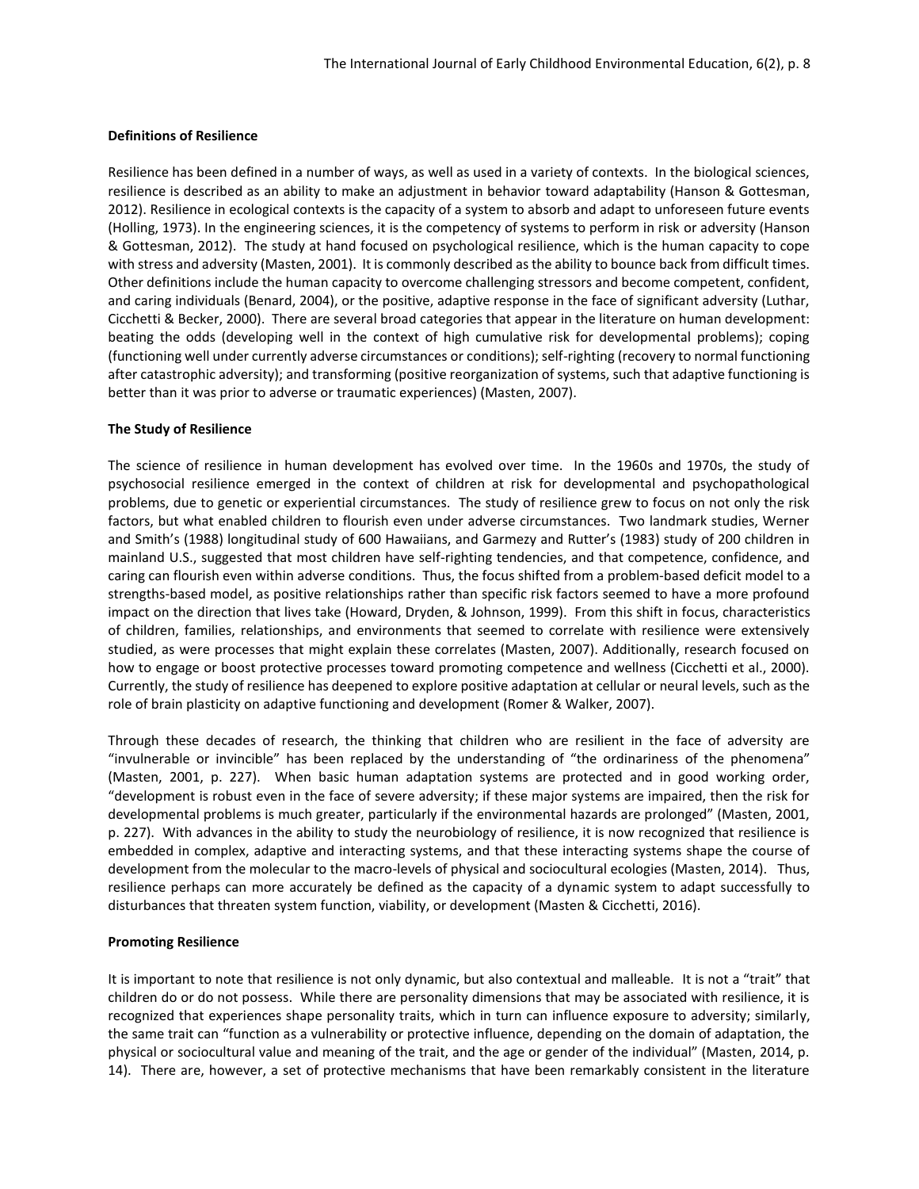**Definitions of Resilience**

Resilience has been defined in a number of ways, as well as used in a variety of contexts. In the biological sciences, resilience is described as an ability to make an adjustment in behavior toward adaptability (Hanson & Gottesman, 2012). Resilience in ecological contexts is the capacity of a system to absorb and adapt to unforeseen future events (Holling, 1973). In the engineering sciences, it is the competency of systems to perform in risk or adversity (Hanson & Gottesman, 2012). The study at hand focused on psychological resilience, which is the human capacity to cope with stress and adversity (Masten, 2001). It is commonly described as the ability to bounce back from difficult times. Other definitions include the human capacity to overcome challenging stressors and become competent, confident, and caring individuals (Benard, 2004), or the positive, adaptive response in the face of significant adversity (Luthar, Cicchetti & Becker, 2000). There are several broad categories that appear in the literature on human development: beating the odds (developing well in the context of high cumulative risk for developmental problems); coping (functioning well under currently adverse circumstances or conditions); self-righting (recovery to normal functioning after catastrophic adversity); and transforming (positive reorganization of systems, such that adaptive functioning is better than it was prior to adverse or traumatic experiences) (Masten, 2007).

**The Study of Resilience**

The science of resilience in human development has evolved over time. In the 1960s and 1970s, the study of psychosocial resilience emerged in the context of children at risk for developmental and psychopathological problems, due to genetic or experiential circumstances. The study of resilience grew to focus on not only the risk factors, but what enabled children to flourish even under adverse circumstances. Two landmark studies, Werner and Smith's (1988) longitudinal study of 600 Hawaiians, and Garmezy and Rutter's (1983) study of 200 children in mainland U.S., suggested that most children have self-righting tendencies, and that competence, confidence, and caring can flourish even within adverse conditions. Thus, the focus shifted from a problem-based deficit model to a strengths-based model, as positive relationships rather than specific risk factors seemed to have a more profound impact on the direction that lives take (Howard, Dryden, & Johnson, 1999). From this shift in focus, characteristics of children, families, relationships, and environments that seemed to correlate with resilience were extensively studied, as were processes that might explain these correlates (Masten, 2007). Additionally, research focused on how to engage or boost protective processes toward promoting competence and wellness (Cicchetti et al., 2000). Currently, the study of resilience has deepened to explore positive adaptation at cellular or neural levels, such as the role of brain plasticity on adaptive functioning and development (Romer & Walker, 2007).

Through these decades of research, the thinking that children who are resilient in the face of adversity are "invulnerable or invincible" has been replaced by the understanding of "the ordinariness of the phenomena" (Masten, 2001, p. 227). When basic human adaptation systems are protected and in good working order, "development is robust even in the face of severe adversity; if these major systems are impaired, then the risk for developmental problems is much greater, particularly if the environmental hazards are prolonged" (Masten, 2001, p. 227). With advances in the ability to study the neurobiology of resilience, it is now recognized that resilience is embedded in complex, adaptive and interacting systems, and that these interacting systems shape the course of development from the molecular to the macro-levels of physical and sociocultural ecologies (Masten, 2014). Thus, resilience perhaps can more accurately be defined as the capacity of a dynamic system to adapt successfully to disturbances that threaten system function, viability, or development (Masten & Cicchetti, 2016).

**Promoting Resilience**

It is important to note that resilience is not only dynamic, but also contextual and malleable. It is not a "trait" that children do or do not possess. While there are personality dimensions that may be associated with resilience, it is recognized that experiences shape personality traits, which in turn can influence exposure to adversity; similarly, the same trait can "function as a vulnerability or protective influence, depending on the domain of adaptation, the physical or sociocultural value and meaning of the trait, and the age or gender of the individual" (Masten, 2014, p. 14). There are, however, a set of protective mechanisms that have been remarkably consistent in the literature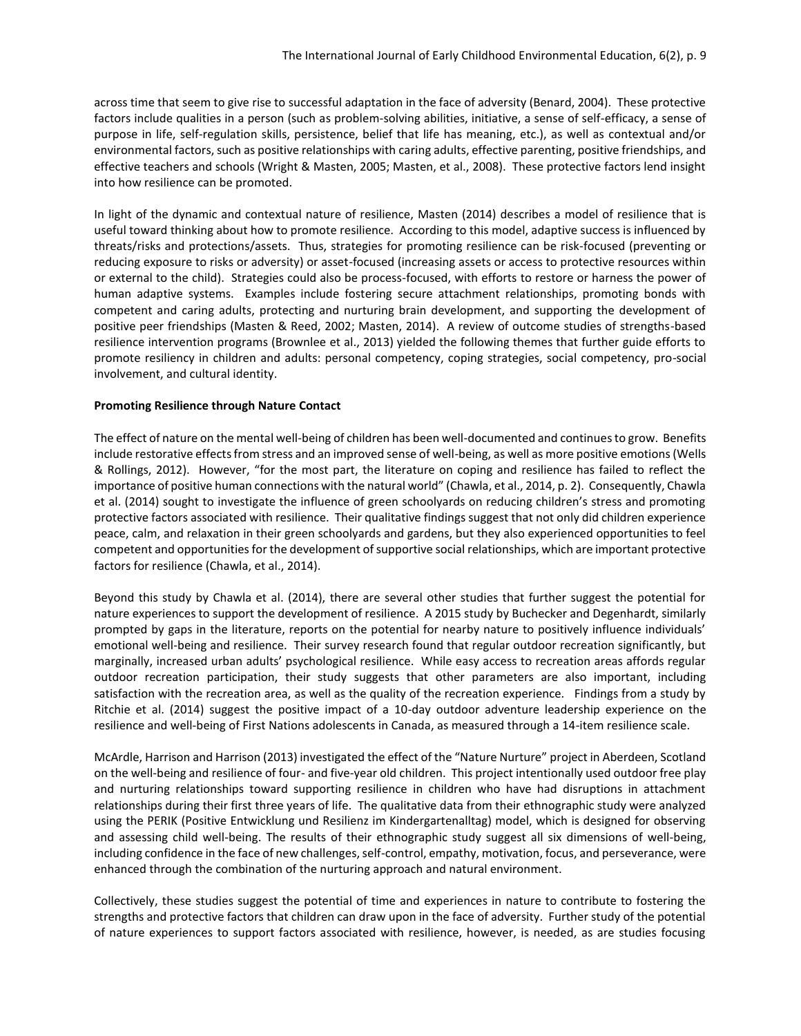across time that seem to give rise to successful adaptation in the face of adversity (Benard, 2004). These protective factors include qualities in a person (such as problem-solving abilities, initiative, a sense of self-efficacy, a sense of purpose in life, self-regulation skills, persistence, belief that life has meaning, etc.), as well as contextual and/or environmental factors, such as positive relationships with caring adults, effective parenting, positive friendships, and effective teachers and schools (Wright & Masten, 2005; Masten, et al., 2008). These protective factors lend insight into how resilience can be promoted.

In light of the dynamic and contextual nature of resilience, Masten (2014) describes a model of resilience that is useful toward thinking about how to promote resilience. According to this model, adaptive success is influenced by threats/risks and protections/assets. Thus, strategies for promoting resilience can be risk-focused (preventing or reducing exposure to risks or adversity) or asset-focused (increasing assets or access to protective resources within or external to the child). Strategies could also be process-focused, with efforts to restore or harness the power of human adaptive systems. Examples include fostering secure attachment relationships, promoting bonds with competent and caring adults, protecting and nurturing brain development, and supporting the development of positive peer friendships (Masten & Reed, 2002; Masten, 2014). A review of outcome studies of strengths-based resilience intervention programs (Brownlee et al., 2013) yielded the following themes that further guide efforts to promote resiliency in children and adults: personal competency, coping strategies, social competency, pro-social involvement, and cultural identity.

**Promoting Resilience through Nature Contact**

The effect of nature on the mental well-being of children has been well-documented and continues to grow. Benefits include restorative effects from stress and an improved sense of well-being, as well as more positive emotions (Wells & Rollings, 2012). However, "for the most part, the literature on coping and resilience has failed to reflect the importance of positive human connections with the natural world" (Chawla, et al., 2014, p. 2). Consequently, Chawla et al. (2014) sought to investigate the influence of green schoolyards on reducing children's stress and promoting protective factors associated with resilience. Their qualitative findings suggest that not only did children experience peace, calm, and relaxation in their green schoolyards and gardens, but they also experienced opportunities to feel competent and opportunities for the development of supportive social relationships, which are important protective factors for resilience (Chawla, et al., 2014).

Beyond this study by Chawla et al. (2014), there are several other studies that further suggest the potential for nature experiences to support the development of resilience. A 2015 study by Buchecker and Degenhardt, similarly prompted by gaps in the literature, reports on the potential for nearby nature to positively influence individuals' emotional well-being and resilience. Their survey research found that regular outdoor recreation significantly, but marginally, increased urban adults' psychological resilience. While easy access to recreation areas affords regular outdoor recreation participation, their study suggests that other parameters are also important, including satisfaction with the recreation area, as well as the quality of the recreation experience. Findings from a study by Ritchie et al. (2014) suggest the positive impact of a 10-day outdoor adventure leadership experience on the resilience and well-being of First Nations adolescents in Canada, as measured through a 14-item resilience scale.

McArdle, Harrison and Harrison (2013) investigated the effect of the "Nature Nurture" project in Aberdeen, Scotland on the well-being and resilience of four- and five-year old children. This project intentionally used outdoor free play and nurturing relationships toward supporting resilience in children who have had disruptions in attachment relationships during their first three years of life. The qualitative data from their ethnographic study were analyzed using the PERIK (Positive Entwicklung und Resilienz im Kindergartenalltag) model, which is designed for observing and assessing child well-being. The results of their ethnographic study suggest all six dimensions of well-being, including confidence in the face of new challenges, self-control, empathy, motivation, focus, and perseverance, were enhanced through the combination of the nurturing approach and natural environment.

Collectively, these studies suggest the potential of time and experiences in nature to contribute to fostering the strengths and protective factors that children can draw upon in the face of adversity. Further study of the potential of nature experiences to support factors associated with resilience, however, is needed, as are studies focusing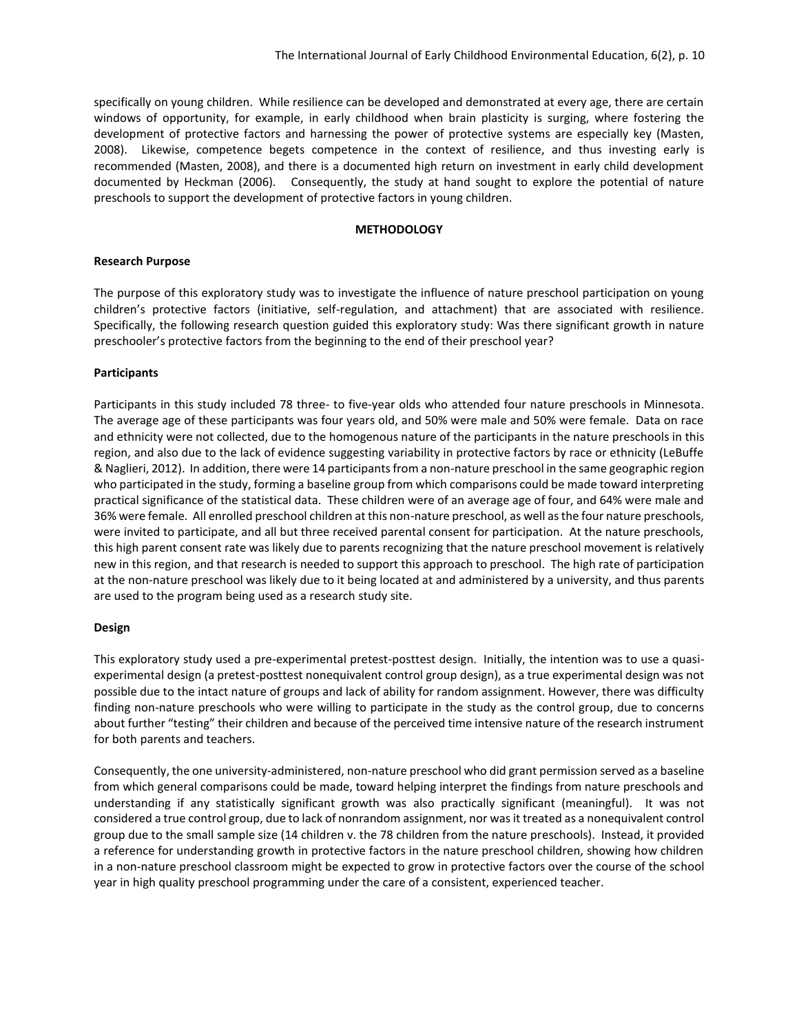specifically on young children. While resilience can be developed and demonstrated at every age, there are certain windows of opportunity, for example, in early childhood when brain plasticity is surging, where fostering the development of protective factors and harnessing the power of protective systems are especially key (Masten, 2008). Likewise, competence begets competence in the context of resilience, and thus investing early is recommended (Masten, 2008), and there is a documented high return on investment in early child development documented by Heckman (2006). Consequently, the study at hand sought to explore the potential of nature preschools to support the development of protective factors in young children.

## METHODOLOGY

### Research Purpose

The purpose of this exploratory study was to investigate the influence of nature preschool participation on young children's protective factors (initiative, self-regulation, and attachment) that are associated with resilience. Specifically, the following research question guided this exploratory study: Was there significant growth in nature preschooler's protective factors from the beginning to the end of their preschool year?

### Participants

Participants in this study included 78 three- to five-year olds who attended four nature preschools in Minnesota. The average age of these participants was four years old, and 50% were male and 50% were female. Data on race and ethnicity were not collected, due to the homogenous nature of the participants in the nature preschools in this region, and also due to the lack of evidence suggesting variability in protective factors by race or ethnicity (LeBuffe & Naglieri, 2012). In addition, there were 14 participants from a non-nature preschool in the same geographic region who participated in the study, forming a baseline group from which comparisons could be made toward interpreting practical significance of the statistical data. These children were of an average age of four, and 64% were male and 36% were female. All enrolled preschool children at this non-nature preschool, as well as the four nature preschools, were invited to participate, and all but three received parental consent for participation. At the nature preschools, this high parent consent rate was likely due to parents recognizing that the nature preschool movement is relatively new in this region, and that research is needed to support this approach to preschool. The high rate of participation at the non-nature preschool was likely due to it being located at and administered by a university, and thus parents are used to the program being used as a research study site.

### Design

This exploratory study used a pre-experimental pretest-posttest design. Initially, the intention was to use a quasi-experimental design (a pretest-posttest nonequivalent control group design), as a true experimental design was not possible due to the intact nature of groups and lack of ability for random assignment. However, there was difficulty finding non-nature preschools who were willing to participate in the study as the control group, due to concerns about further "testing" their children and because of the perceived time intensive nature of the research instrument for both parents and teachers.

Consequently, the one university-administered, non-nature preschool who did grant permission served as a baseline from which general comparisons could be made, toward helping interpret the findings from nature preschools and understanding if any statistically significant growth was also practically significant (meaningful). It was not considered a true control group, due to lack of nonrandom assignment, nor was it treated as a nonequivalent control group due to the small sample size (14 children v. the 78 children from the nature preschools). Instead, it provided a reference for understanding growth in protective factors in the nature preschool children, showing how children in a non-nature preschool classroom might be expected to grow in protective factors over the course of the school year in high quality preschool programming under the care of a consistent, experienced teacher.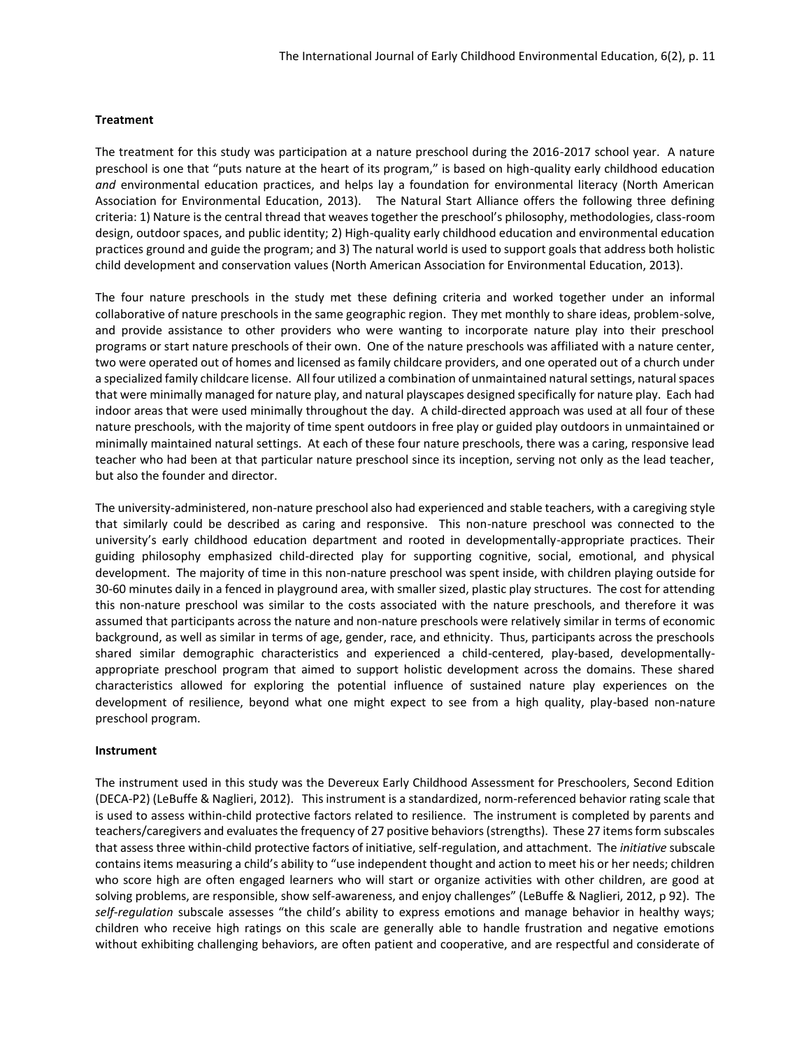**Treatment**

The treatment for this study was participation at a nature preschool during the 2016-2017 school year. A nature preschool is one that "puts nature at the heart of its program," is based on high-quality early childhood education *and* environmental education practices, and helps lay a foundation for environmental literacy (North American Association for Environmental Education, 2013). The Natural Start Alliance offers the following three defining criteria: 1) Nature is the central thread that weaves together the preschool's philosophy, methodologies, class-room design, outdoor spaces, and public identity; 2) High-quality early childhood education and environmental education practices ground and guide the program; and 3) The natural world is used to support goals that address both holistic child development and conservation values (North American Association for Environmental Education, 2013).

The four nature preschools in the study met these defining criteria and worked together under an informal collaborative of nature preschools in the same geographic region. They met monthly to share ideas, problem-solve, and provide assistance to other providers who were wanting to incorporate nature play into their preschool programs or start nature preschools of their own. One of the nature preschools was affiliated with a nature center, two were operated out of homes and licensed as family childcare providers, and one operated out of a church under a specialized family childcare license. All four utilized a combination of unmaintained natural settings, natural spaces that were minimally managed for nature play, and natural playscapes designed specifically for nature play. Each had indoor areas that were used minimally throughout the day. A child-directed approach was used at all four of these nature preschools, with the majority of time spent outdoors in free play or guided play outdoors in unmaintained or minimally maintained natural settings. At each of these four nature preschools, there was a caring, responsive lead teacher who had been at that particular nature preschool since its inception, serving not only as the lead teacher, but also the founder and director.

The university-administered, non-nature preschool also had experienced and stable teachers, with a caregiving style that similarly could be described as caring and responsive. This non-nature preschool was connected to the university's early childhood education department and rooted in developmentally-appropriate practices. Their guiding philosophy emphasized child-directed play for supporting cognitive, social, emotional, and physical development. The majority of time in this non-nature preschool was spent inside, with children playing outside for 30-60 minutes daily in a fenced in playground area, with smaller sized, plastic play structures. The cost for attending this non-nature preschool was similar to the costs associated with the nature preschools, and therefore it was assumed that participants across the nature and non-nature preschools were relatively similar in terms of economic background, as well as similar in terms of age, gender, race, and ethnicity. Thus, participants across the preschools shared similar demographic characteristics and experienced a child-centered, play-based, developmentally-appropriate preschool program that aimed to support holistic development across the domains. These shared characteristics allowed for exploring the potential influence of sustained nature play experiences on the development of resilience, beyond what one might expect to see from a high quality, play-based non-nature preschool program.

**Instrument**

The instrument used in this study was the Devereux Early Childhood Assessment for Preschoolers, Second Edition (DECA-P2) (LeBuffe & Naglieri, 2012). This instrument is a standardized, norm-referenced behavior rating scale that is used to assess within-child protective factors related to resilience. The instrument is completed by parents and teachers/caregivers and evaluates the frequency of 27 positive behaviors (strengths). These 27 items form subscales that assess three within-child protective factors of initiative, self-regulation, and attachment. The *initiative* subscale contains items measuring a child's ability to "use independent thought and action to meet his or her needs; children who score high are often engaged learners who will start or organize activities with other children, are good at solving problems, are responsible, show self-awareness, and enjoy challenges" (LeBuffe & Naglieri, 2012, p 92). The *self-regulation* subscale assesses "the child's ability to express emotions and manage behavior in healthy ways; children who receive high ratings on this scale are generally able to handle frustration and negative emotions without exhibiting challenging behaviors, are often patient and cooperative, and are respectful and considerate of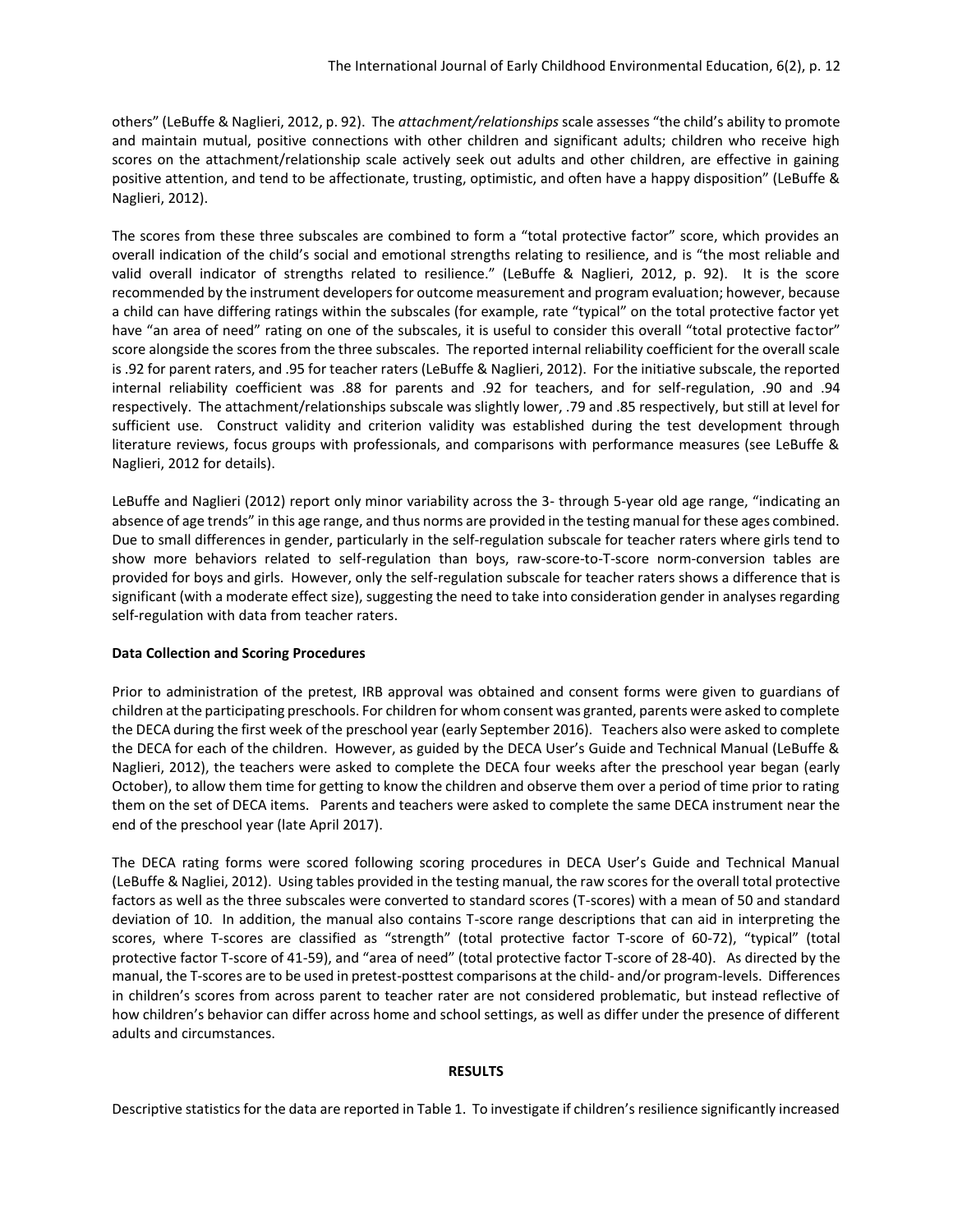others" (LeBuffe & Naglieri, 2012, p. 92). The *attachment/relationships* scale assesses "the child's ability to promote and maintain mutual, positive connections with other children and significant adults; children who receive high scores on the attachment/relationship scale actively seek out adults and other children, are effective in gaining positive attention, and tend to be affectionate, trusting, optimistic, and often have a happy disposition" (LeBuffe & Naglieri, 2012).

The scores from these three subscales are combined to form a "total protective factor" score, which provides an overall indication of the child's social and emotional strengths relating to resilience, and is "the most reliable and valid overall indicator of strengths related to resilience." (LeBuffe & Naglieri, 2012, p. 92). It is the score recommended by the instrument developers for outcome measurement and program evaluation; however, because a child can have differing ratings within the subscales (for example, rate "typical" on the total protective factor yet have "an area of need" rating on one of the subscales, it is useful to consider this overall "total protective factor" score alongside the scores from the three subscales. The reported internal reliability coefficient for the overall scale is .92 for parent raters, and .95 for teacher raters (LeBuffe & Naglieri, 2012). For the initiative subscale, the reported internal reliability coefficient was .88 for parents and .92 for teachers, and for self-regulation, .90 and .94 respectively. The attachment/relationships subscale was slightly lower, .79 and .85 respectively, but still at level for sufficient use. Construct validity and criterion validity was established during the test development through literature reviews, focus groups with professionals, and comparisons with performance measures (see LeBuffe & Naglieri, 2012 for details).

LeBuffe and Naglieri (2012) report only minor variability across the 3- through 5-year old age range, "indicating an absence of age trends" in this age range, and thus norms are provided in the testing manual for these ages combined. Due to small differences in gender, particularly in the self-regulation subscale for teacher raters where girls tend to show more behaviors related to self-regulation than boys, raw-score-to-T-score norm-conversion tables are provided for boys and girls. However, only the self-regulation subscale for teacher raters shows a difference that is significant (with a moderate effect size), suggesting the need to take into consideration gender in analyses regarding self-regulation with data from teacher raters.

**Data Collection and Scoring Procedures**

Prior to administration of the pretest, IRB approval was obtained and consent forms were given to guardians of children at the participating preschools. For children for whom consent was granted, parents were asked to complete the DECA during the first week of the preschool year (early September 2016). Teachers also were asked to complete the DECA for each of the children. However, as guided by the DECA User's Guide and Technical Manual (LeBuffe & Naglieri, 2012), the teachers were asked to complete the DECA four weeks after the preschool year began (early October), to allow them time for getting to know the children and observe them over a period of time prior to rating them on the set of DECA items. Parents and teachers were asked to complete the same DECA instrument near the end of the preschool year (late April 2017).

The DECA rating forms were scored following scoring procedures in DECA User's Guide and Technical Manual (LeBuffe & Nagliei, 2012). Using tables provided in the testing manual, the raw scores for the overall total protective factors as well as the three subscales were converted to standard scores (T-scores) with a mean of 50 and standard deviation of 10. In addition, the manual also contains T-score range descriptions that can aid in interpreting the scores, where T-scores are classified as "strength" (total protective factor T-score of 60-72), "typical" (total protective factor T-score of 41-59), and "area of need" (total protective factor T-score of 28-40). As directed by the manual, the T-scores are to be used in pretest-posttest comparisons at the child- and/or program-levels. Differences in children's scores from across parent to teacher rater are not considered problematic, but instead reflective of how children's behavior can differ across home and school settings, as well as differ under the presence of different adults and circumstances.

## RESULTS

Descriptive statistics for the data are reported in Table 1. To investigate if children's resilience significantly increased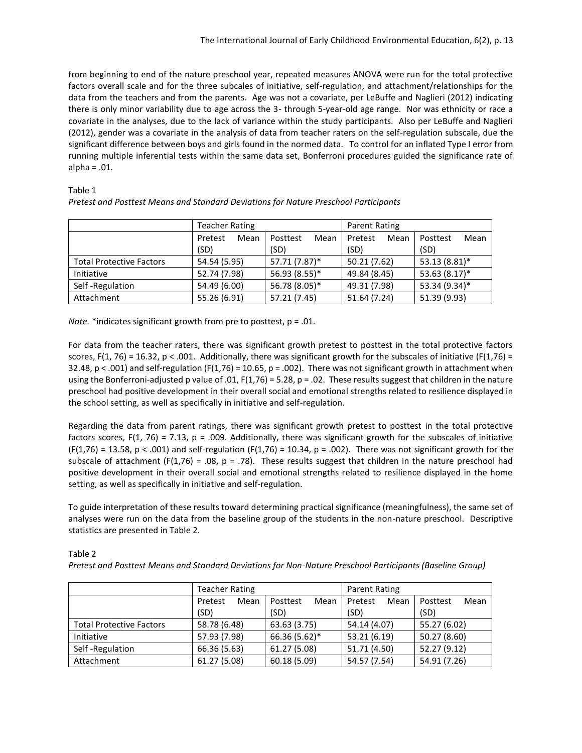from beginning to end of the nature preschool year, repeated measures ANOVA were run for the total protective factors overall scale and for the three subcales of initiative, self-regulation, and attachment/relationships for the data from the teachers and from the parents. Age was not a covariate, per LeBuffe and Naglieri (2012) indicating there is only minor variability due to age across the 3- through 5-year-old age range. Nor was ethnicity or race a covariate in the analyses, due to the lack of variance within the study participants. Also per LeBuffe and Naglieri (2012), gender was a covariate in the analysis of data from teacher raters on the self-regulation subscale, due the significant difference between boys and girls found in the normed data. To control for an inflated Type I error from running multiple inferential tests within the same data set, Bonferroni procedures guided the significance rate of alpha = .01.

Table 1

*Pretest and Posttest Means and Standard Deviations for Nature Preschool Participants*

| | Teacher Rating | | Parent Rating | |
|---|---|---|---|---|
| | Pretest Mean (SD) | Posttest Mean (SD) | Pretest Mean (SD) | Posttest Mean (SD) |
| Total Protective Factors | 54.54 (5.95) | 57.71 (7.87)* | 50.21 (7.62) | 53.13 (8.81)* |
| Initiative | 52.74 (7.98) | 56.93 (8.55)* | 49.84 (8.45) | 53.63 (8.17)* |
| Self -Regulation | 54.49 (6.00) | 56.78 (8.05)* | 49.31 (7.98) | 53.34 (9.34)* |
| Attachment | 55.26 (6.91) | 57.21 (7.45) | 51.64 (7.24) | 51.39 (9.93) |

*Note.* *indicates significant growth from pre to posttest, $p = .01$.

For data from the teacher raters, there was significant growth pretest to posttest in the total protective factors scores, $F(1, 76) = 16.32$, $p < .001$. Additionally, there was significant growth for the subscales of initiative ($F(1,76) = 32.48$, $p < .001$) and self-regulation ($F(1,76) = 10.65$, $p = .002$). There was not significant growth in attachment when using the Bonferroni-adjusted p value of .01, $F(1,76) = 5.28$, $p = .02$. These results suggest that children in the nature preschool had positive development in their overall social and emotional strengths related to resilience displayed in the school setting, as well as specifically in initiative and self-regulation.

Regarding the data from parent ratings, there was significant growth pretest to posttest in the total protective factors scores, $F(1, 76) = 7.13$, $p = .009$. Additionally, there was significant growth for the subscales of initiative ($F(1,76) = 13.58$, $p < .001$) and self-regulation ($F(1,76) = 10.34$, $p = .002$). There was not significant growth for the subscale of attachment ($F(1,76) = .08$, $p = .78$). These results suggest that children in the nature preschool had positive development in their overall social and emotional strengths related to resilience displayed in the home setting, as well as specifically in initiative and self-regulation.

To guide interpretation of these results toward determining practical significance (meaningfulness), the same set of analyses were run on the data from the baseline group of the students in the non-nature preschool. Descriptive statistics are presented in Table 2.

Table 2

*Pretest and Posttest Means and Standard Deviations for Non-Nature Preschool Participants (Baseline Group)*

| | Teacher Rating | | Parent Rating | |
|---|---|---|---|---|
| | Pretest Mean (SD) | Posttest Mean (SD) | Pretest Mean (SD) | Posttest Mean (SD) |
| Total Protective Factors | 58.78 (6.48) | 63.63 (3.75) | 54.14 (4.07) | 55.27 (6.02) |
| Initiative | 57.93 (7.98) | 66.36 (5.62)* | 53.21 (6.19) | 50.27 (8.60) |
| Self -Regulation | 66.36 (5.63) | 61.27 (5.08) | 51.71 (4.50) | 52.27 (9.12) |
| Attachment | 61.27 (5.08) | 60.18 (5.09) | 54.57 (7.54) | 54.91 (7.26) |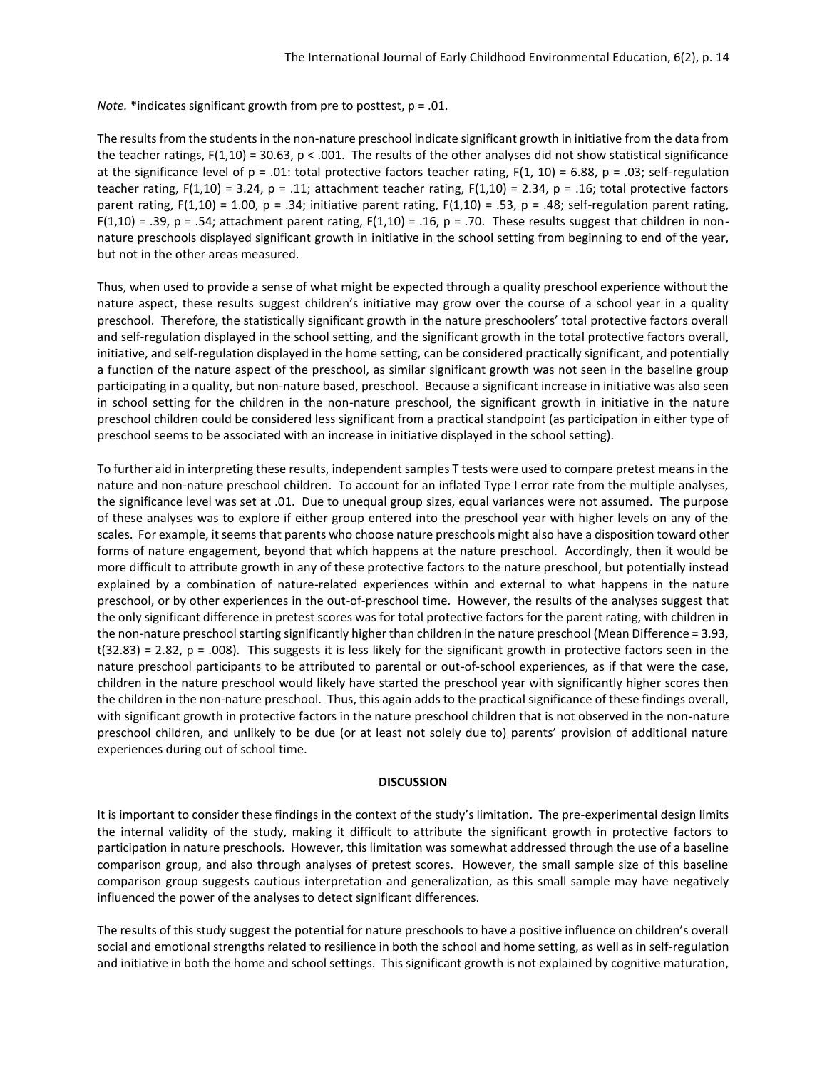*Note.* *indicates significant growth from pre to posttest, $p = .01$.

The results from the students in the non-nature preschool indicate significant growth in initiative from the data from the teacher ratings, $F(1,10) = 30.63$, $p < .001$. The results of the other analyses did not show statistical significance at the significance level of $p = .01$: total protective factors teacher rating, $F(1, 10) = 6.88$, $p = .03$; self-regulation teacher rating, $F(1,10) = 3.24$, $p = .11$; attachment teacher rating, $F(1,10) = 2.34$, $p = .16$; total protective factors parent rating, $F(1,10) = 1.00$, $p = .34$; initiative parent rating, $F(1,10) = .53$, $p = .48$; self-regulation parent rating, $F(1,10) = .39$, $p = .54$; attachment parent rating, $F(1,10) = .16$, $p = .70$. These results suggest that children in non-nature preschools displayed significant growth in initiative in the school setting from beginning to end of the year, but not in the other areas measured.

Thus, when used to provide a sense of what might be expected through a quality preschool experience without the nature aspect, these results suggest children's initiative may grow over the course of a school year in a quality preschool. Therefore, the statistically significant growth in the nature preschoolers' total protective factors overall and self-regulation displayed in the school setting, and the significant growth in the total protective factors overall, initiative, and self-regulation displayed in the home setting, can be considered practically significant, and potentially a function of the nature aspect of the preschool, as similar significant growth was not seen in the baseline group participating in a quality, but non-nature based, preschool. Because a significant increase in initiative was also seen in school setting for the children in the non-nature preschool, the significant growth in initiative in the nature preschool children could be considered less significant from a practical standpoint (as participation in either type of preschool seems to be associated with an increase in initiative displayed in the school setting).

To further aid in interpreting these results, independent samples T tests were used to compare pretest means in the nature and non-nature preschool children. To account for an inflated Type I error rate from the multiple analyses, the significance level was set at .01. Due to unequal group sizes, equal variances were not assumed. The purpose of these analyses was to explore if either group entered into the preschool year with higher levels on any of the scales. For example, it seems that parents who choose nature preschools might also have a disposition toward other forms of nature engagement, beyond that which happens at the nature preschool. Accordingly, then it would be more difficult to attribute growth in any of these protective factors to the nature preschool, but potentially instead explained by a combination of nature-related experiences within and external to what happens in the nature preschool, or by other experiences in the out-of-preschool time. However, the results of the analyses suggest that the only significant difference in pretest scores was for total protective factors for the parent rating, with children in the non-nature preschool starting significantly higher than children in the nature preschool (Mean Difference = 3.93, $t(32.83) = 2.82$, $p = .008$). This suggests it is less likely for the significant growth in protective factors seen in the nature preschool participants to be attributed to parental or out-of-school experiences, as if that were the case, children in the nature preschool would likely have started the preschool year with significantly higher scores then the children in the non-nature preschool. Thus, this again adds to the practical significance of these findings overall, with significant growth in protective factors in the nature preschool children that is not observed in the non-nature preschool children, and unlikely to be due (or at least not solely due to) parents' provision of additional nature experiences during out of school time.

## DISCUSSION

It is important to consider these findings in the context of the study's limitation. The pre-experimental design limits the internal validity of the study, making it difficult to attribute the significant growth in protective factors to participation in nature preschools. However, this limitation was somewhat addressed through the use of a baseline comparison group, and also through analyses of pretest scores. However, the small sample size of this baseline comparison group suggests cautious interpretation and generalization, as this small sample may have negatively influenced the power of the analyses to detect significant differences.

The results of this study suggest the potential for nature preschools to have a positive influence on children's overall social and emotional strengths related to resilience in both the school and home setting, as well as in self-regulation and initiative in both the home and school settings. This significant growth is not explained by cognitive maturation,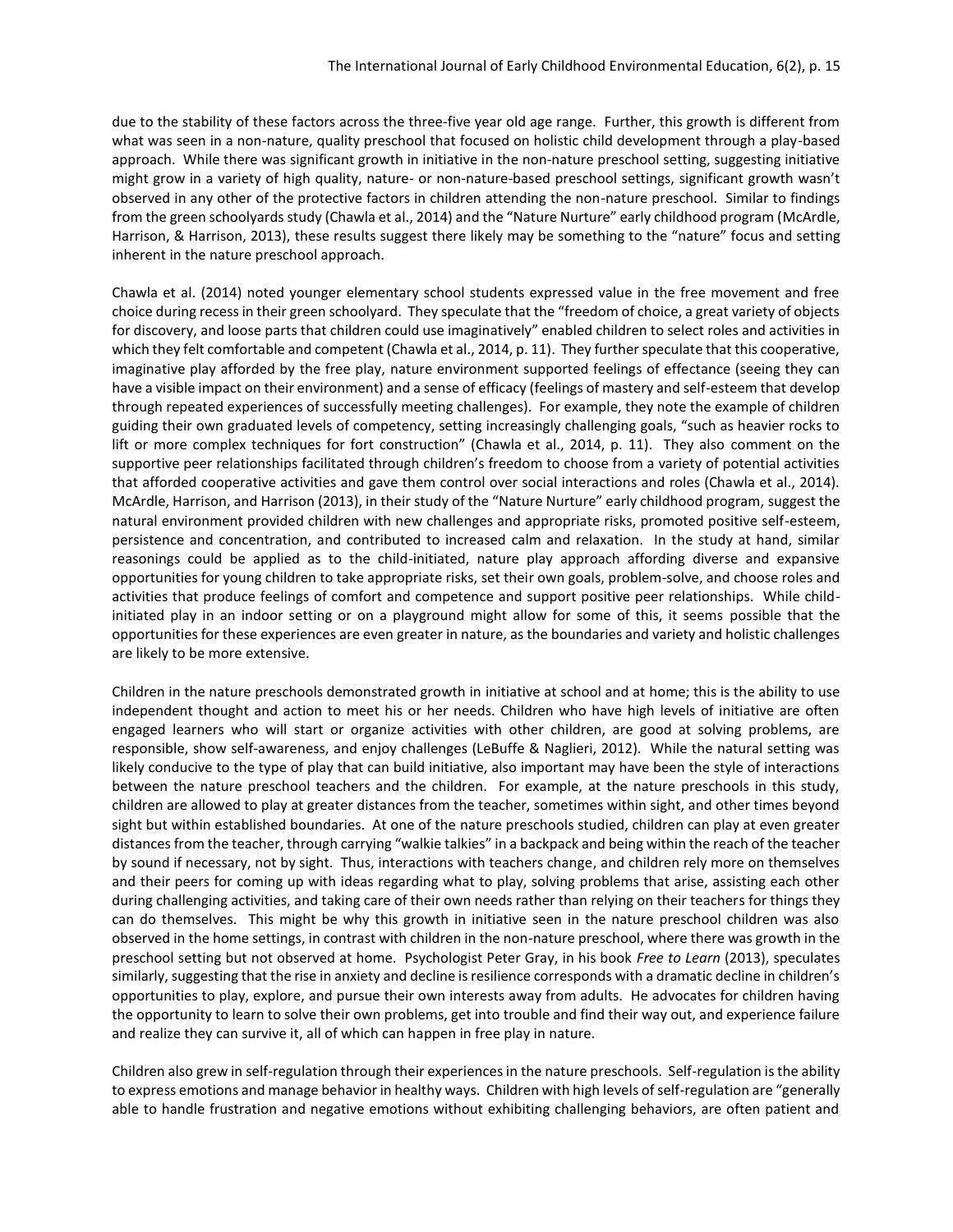due to the stability of these factors across the three-five year old age range. Further, this growth is different from what was seen in a non-nature, quality preschool that focused on holistic child development through a play-based approach. While there was significant growth in initiative in the non-nature preschool setting, suggesting initiative might grow in a variety of high quality, nature- or non-nature-based preschool settings, significant growth wasn't observed in any other of the protective factors in children attending the non-nature preschool. Similar to findings from the green schoolyards study (Chawla et al., 2014) and the "Nature Nurture" early childhood program (McArdle, Harrison, & Harrison, 2013), these results suggest there likely may be something to the "nature" focus and setting inherent in the nature preschool approach.

Chawla et al. (2014) noted younger elementary school students expressed value in the free movement and free choice during recess in their green schoolyard. They speculate that the "freedom of choice, a great variety of objects for discovery, and loose parts that children could use imaginatively" enabled children to select roles and activities in which they felt comfortable and competent (Chawla et al., 2014, p. 11). They further speculate that this cooperative, imaginative play afforded by the free play, nature environment supported feelings of effectance (seeing they can have a visible impact on their environment) and a sense of efficacy (feelings of mastery and self-esteem that develop through repeated experiences of successfully meeting challenges). For example, they note the example of children guiding their own graduated levels of competency, setting increasingly challenging goals, "such as heavier rocks to lift or more complex techniques for fort construction" (Chawla et al., 2014, p. 11). They also comment on the supportive peer relationships facilitated through children's freedom to choose from a variety of potential activities that afforded cooperative activities and gave them control over social interactions and roles (Chawla et al., 2014). McArdle, Harrison, and Harrison (2013), in their study of the "Nature Nurture" early childhood program, suggest the natural environment provided children with new challenges and appropriate risks, promoted positive self-esteem, persistence and concentration, and contributed to increased calm and relaxation. In the study at hand, similar reasonings could be applied as to the child-initiated, nature play approach affording diverse and expansive opportunities for young children to take appropriate risks, set their own goals, problem-solve, and choose roles and activities that produce feelings of comfort and competence and support positive peer relationships. While child-initiated play in an indoor setting or on a playground might allow for some of this, it seems possible that the opportunities for these experiences are even greater in nature, as the boundaries and variety and holistic challenges are likely to be more extensive.

Children in the nature preschools demonstrated growth in initiative at school and at home; this is the ability to use independent thought and action to meet his or her needs. Children who have high levels of initiative are often engaged learners who will start or organize activities with other children, are good at solving problems, are responsible, show self-awareness, and enjoy challenges (LeBuffe & Naglieri, 2012). While the natural setting was likely conducive to the type of play that can build initiative, also important may have been the style of interactions between the nature preschool teachers and the children. For example, at the nature preschools in this study, children are allowed to play at greater distances from the teacher, sometimes within sight, and other times beyond sight but within established boundaries. At one of the nature preschools studied, children can play at even greater distances from the teacher, through carrying "walkie talkies" in a backpack and being within the reach of the teacher by sound if necessary, not by sight. Thus, interactions with teachers change, and children rely more on themselves and their peers for coming up with ideas regarding what to play, solving problems that arise, assisting each other during challenging activities, and taking care of their own needs rather than relying on their teachers for things they can do themselves. This might be why this growth in initiative seen in the nature preschool children was also observed in the home settings, in contrast with children in the non-nature preschool, where there was growth in the preschool setting but not observed at home. Psychologist Peter Gray, in his book *Free to Learn* (2013), speculates similarly, suggesting that the rise in anxiety and decline is resilience corresponds with a dramatic decline in children's opportunities to play, explore, and pursue their own interests away from adults. He advocates for children having the opportunity to learn to solve their own problems, get into trouble and find their way out, and experience failure and realize they can survive it, all of which can happen in free play in nature.

Children also grew in self-regulation through their experiences in the nature preschools. Self-regulation is the ability to express emotions and manage behavior in healthy ways. Children with high levels of self-regulation are "generally able to handle frustration and negative emotions without exhibiting challenging behaviors, are often patient and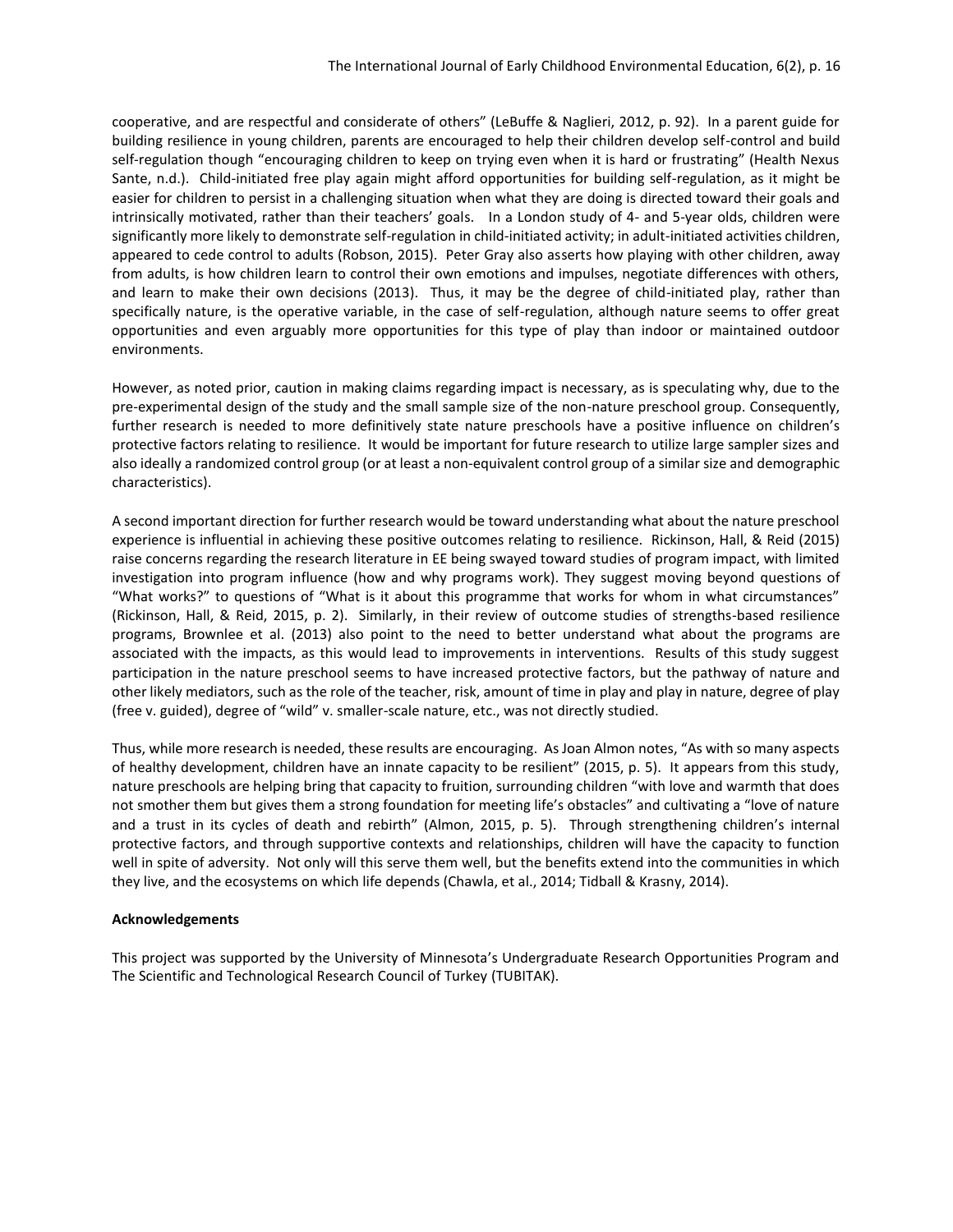cooperative, and are respectful and considerate of others" (LeBuffe & Naglieri, 2012, p. 92). In a parent guide for building resilience in young children, parents are encouraged to help their children develop self-control and build self-regulation though "encouraging children to keep on trying even when it is hard or frustrating" (Health Nexus Sante, n.d.). Child-initiated free play again might afford opportunities for building self-regulation, as it might be easier for children to persist in a challenging situation when what they are doing is directed toward their goals and intrinsically motivated, rather than their teachers' goals. In a London study of 4- and 5-year olds, children were significantly more likely to demonstrate self-regulation in child-initiated activity; in adult-initiated activities children, appeared to cede control to adults (Robson, 2015). Peter Gray also asserts how playing with other children, away from adults, is how children learn to control their own emotions and impulses, negotiate differences with others, and learn to make their own decisions (2013). Thus, it may be the degree of child-initiated play, rather than specifically nature, is the operative variable, in the case of self-regulation, although nature seems to offer great opportunities and even arguably more opportunities for this type of play than indoor or maintained outdoor environments.

However, as noted prior, caution in making claims regarding impact is necessary, as is speculating why, due to the pre-experimental design of the study and the small sample size of the non-nature preschool group. Consequently, further research is needed to more definitively state nature preschools have a positive influence on children's protective factors relating to resilience. It would be important for future research to utilize large sampler sizes and also ideally a randomized control group (or at least a non-equivalent control group of a similar size and demographic characteristics).

A second important direction for further research would be toward understanding what about the nature preschool experience is influential in achieving these positive outcomes relating to resilience. Rickinson, Hall, & Reid (2015) raise concerns regarding the research literature in EE being swayed toward studies of program impact, with limited investigation into program influence (how and why programs work). They suggest moving beyond questions of "What works?" to questions of "What is it about this programme that works for whom in what circumstances" (Rickinson, Hall, & Reid, 2015, p. 2). Similarly, in their review of outcome studies of strengths-based resilience programs, Brownlee et al. (2013) also point to the need to better understand what about the programs are associated with the impacts, as this would lead to improvements in interventions. Results of this study suggest participation in the nature preschool seems to have increased protective factors, but the pathway of nature and other likely mediators, such as the role of the teacher, risk, amount of time in play and play in nature, degree of play (free v. guided), degree of "wild" v. smaller-scale nature, etc., was not directly studied.

Thus, while more research is needed, these results are encouraging. As Joan Almon notes, "As with so many aspects of healthy development, children have an innate capacity to be resilient" (2015, p. 5). It appears from this study, nature preschools are helping bring that capacity to fruition, surrounding children "with love and warmth that does not smother them but gives them a strong foundation for meeting life's obstacles" and cultivating a "love of nature and a trust in its cycles of death and rebirth" (Almon, 2015, p. 5). Through strengthening children's internal protective factors, and through supportive contexts and relationships, children will have the capacity to function well in spite of adversity. Not only will this serve them well, but the benefits extend into the communities in which they live, and the ecosystems on which life depends (Chawla, et al., 2014; Tidball & Krasny, 2014).

**Acknowledgements**

This project was supported by the University of Minnesota's Undergraduate Research Opportunities Program and The Scientific and Technological Research Council of Turkey (TUBITAK).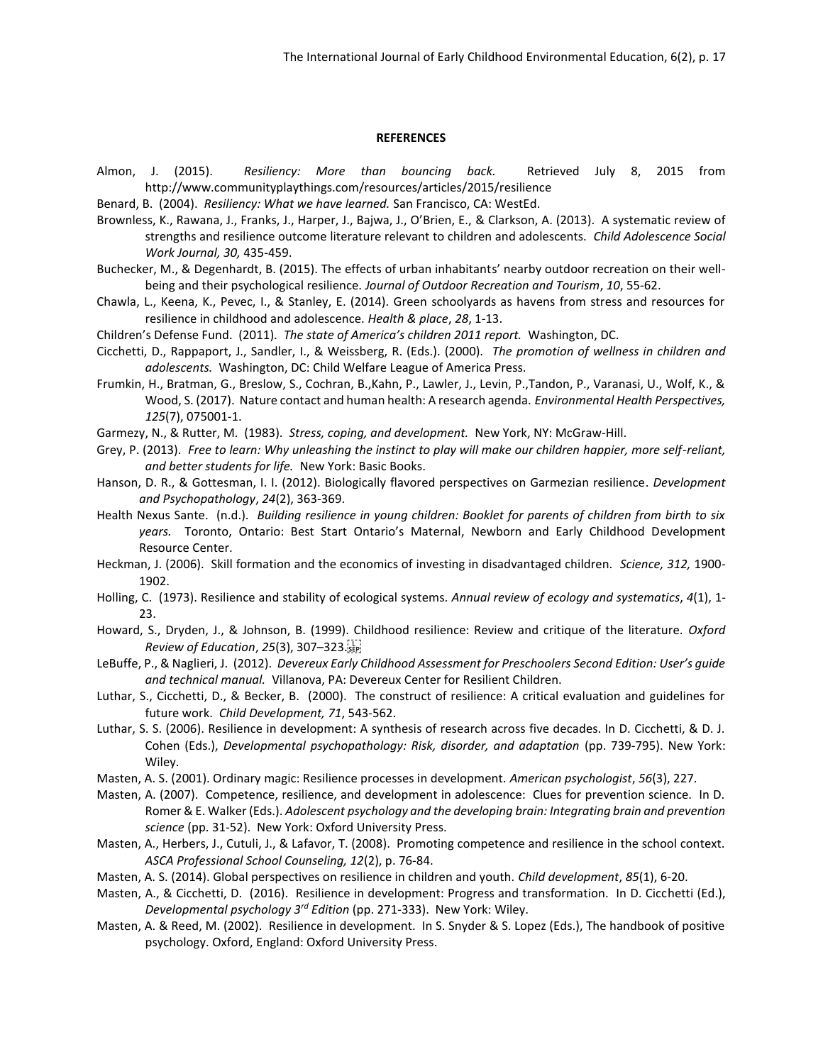**REFERENCES**

Almon, J. (2015). *Resiliency: More than bouncing back.* Retrieved July 8, 2015 from http://www.communityplaythings.com/resources/articles/2015/resilience

Benard, B. (2004). *Resiliency: What we have learned.* San Francisco, CA: WestEd.

Brownless, K., Rawana, J., Franks, J., Harper, J., Bajwa, J., O'Brien, E., & Clarkson, A. (2013). A systematic review of strengths and resilience outcome literature relevant to children and adolescents. *Child Adolescence Social Work Journal, 30,* 435-459.

Buchecker, M., & Degenhardt, B. (2015). The effects of urban inhabitants' nearby outdoor recreation on their well-being and their psychological resilience. *Journal of Outdoor Recreation and Tourism*, *10*, 55-62.

Chawla, L., Keena, K., Pevec, I., & Stanley, E. (2014). Green schoolyards as havens from stress and resources for resilience in childhood and adolescence. *Health & place*, *28*, 1-13.

Children's Defense Fund. (2011). *The state of America's children 2011 report.* Washington, DC.

Cicchetti, D., Rappaport, J., Sandler, I., & Weissberg, R. (Eds.). (2000). *The promotion of wellness in children and adolescents.* Washington, DC: Child Welfare League of America Press.

Frumkin, H., Bratman, G., Breslow, S., Cochran, B.,Kahn, P., Lawler, J., Levin, P.,Tandon, P., Varanasi, U., Wolf, K., & Wood, S. (2017). Nature contact and human health: A research agenda. *Environmental Health Perspectives, 125*(7), 075001-1.

Garmezy, N., & Rutter, M. (1983). *Stress, coping, and development.* New York, NY: McGraw-Hill.

Grey, P. (2013). *Free to learn: Why unleashing the instinct to play will make our children happier, more self-reliant, and better students for life.* New York: Basic Books.

Hanson, D. R., & Gottesman, I. I. (2012). Biologically flavored perspectives on Garmezian resilience. *Development and Psychopathology*, *24*(2), 363-369.

Health Nexus Sante. (n.d.). *Building resilience in young children: Booklet for parents of children from birth to six years.* Toronto, Ontario: Best Start Ontario's Maternal, Newborn and Early Childhood Development Resource Center.

Heckman, J. (2006). Skill formation and the economics of investing in disadvantaged children. *Science, 312,* 1900-1902.

Holling, C. (1973). Resilience and stability of ecological systems. *Annual review of ecology and systematics*, *4*(1), 1-23.

Howard, S., Dryden, J., & Johnson, B. (1999). Childhood resilience: Review and critique of the literature. *Oxford Review of Education*, *25*(3), 307–323.

LeBuffe, P., & Naglieri, J. (2012). *Devereux Early Childhood Assessment for Preschoolers Second Edition: User's guide and technical manual.* Villanova, PA: Devereux Center for Resilient Children.

Luthar, S., Cicchetti, D., & Becker, B. (2000). The construct of resilience: A critical evaluation and guidelines for future work. *Child Development, 71*, 543-562.

Luthar, S. S. (2006). Resilience in development: A synthesis of research across five decades. In D. Cicchetti, & D. J. Cohen (Eds.), *Developmental psychopathology: Risk, disorder, and adaptation* (pp. 739-795). New York: Wiley.

Masten, A. S. (2001). Ordinary magic: Resilience processes in development. *American psychologist*, *56*(3), 227.

Masten, A. (2007). Competence, resilience, and development in adolescence: Clues for prevention science. In D. Romer & E. Walker (Eds.). *Adolescent psychology and the developing brain: Integrating brain and prevention science* (pp. 31-52). New York: Oxford University Press.

Masten, A., Herbers, J., Cutuli, J., & Lafavor, T. (2008). Promoting competence and resilience in the school context. *ASCA Professional School Counseling, 12*(2), p. 76-84.

Masten, A. S. (2014). Global perspectives on resilience in children and youth. *Child development*, *85*(1), 6-20.

Masten, A., & Cicchetti, D. (2016). Resilience in development: Progress and transformation. In D. Cicchetti (Ed.), *Developmental psychology 3rd Edition* (pp. 271-333). New York: Wiley.

Masten, A. & Reed, M. (2002). Resilience in development. In S. Snyder & S. Lopez (Eds.), The handbook of positive psychology. Oxford, England: Oxford University Press.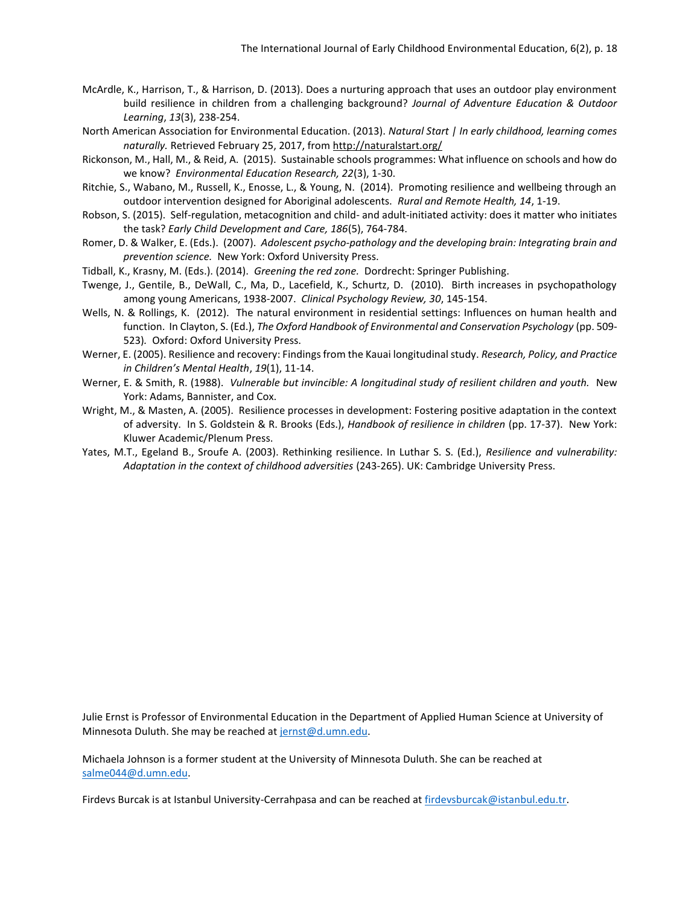McArdle, K., Harrison, T., & Harrison, D. (2013). Does a nurturing approach that uses an outdoor play environment build resilience in children from a challenging background? *Journal of Adventure Education & Outdoor Learning*, *13*(3), 238-254.

North American Association for Environmental Education. (2013). *Natural Start | In early childhood, learning comes naturally.* Retrieved February 25, 2017, from http://naturalstart.org/

Rickonson, M., Hall, M., & Reid, A. (2015). Sustainable schools programmes: What influence on schools and how do we know? *Environmental Education Research, 22*(3), 1-30.

Ritchie, S., Wabano, M., Russell, K., Enosse, L., & Young, N. (2014). Promoting resilience and wellbeing through an outdoor intervention designed for Aboriginal adolescents. *Rural and Remote Health, 14*, 1-19.

Robson, S. (2015). Self-regulation, metacognition and child- and adult-initiated activity: does it matter who initiates the task? *Early Child Development and Care, 186*(5), 764-784.

Romer, D. & Walker, E. (Eds.). (2007). *Adolescent psycho-pathology and the developing brain: Integrating brain and prevention science.* New York: Oxford University Press.

Tidball, K., Krasny, M. (Eds.). (2014). *Greening the red zone.* Dordrecht: Springer Publishing.

Twenge, J., Gentile, B., DeWall, C., Ma, D., Lacefield, K., Schurtz, D. (2010). Birth increases in psychopathology among young Americans, 1938-2007. *Clinical Psychology Review, 30*, 145-154.

Wells, N. & Rollings, K. (2012). The natural environment in residential settings: Influences on human health and function. In Clayton, S. (Ed.), *The Oxford Handbook of Environmental and Conservation Psychology* (pp. 509-523). Oxford: Oxford University Press.

Werner, E. (2005). Resilience and recovery: Findings from the Kauai longitudinal study. *Research, Policy, and Practice in Children's Mental Health*, *19*(1), 11-14.

Werner, E. & Smith, R. (1988). *Vulnerable but invincible: A longitudinal study of resilient children and youth.* New York: Adams, Bannister, and Cox.

Wright, M., & Masten, A. (2005). Resilience processes in development: Fostering positive adaptation in the context of adversity. In S. Goldstein & R. Brooks (Eds.), *Handbook of resilience in children* (pp. 17-37). New York: Kluwer Academic/Plenum Press.

Yates, M.T., Egeland B., Sroufe A. (2003). Rethinking resilience. In Luthar S. S. (Ed.), *Resilience and vulnerability: Adaptation in the context of childhood adversities* (243-265). UK: Cambridge University Press.

Julie Ernst is Professor of Environmental Education in the Department of Applied Human Science at University of Minnesota Duluth. She may be reached at jernst@d.umn.edu.

Michaela Johnson is a former student at the University of Minnesota Duluth. She can be reached at salme044@d.umn.edu.

Firdevs Burcak is at Istanbul University-Cerrahpasa and can be reached at firdevsburcak@istanbul.edu.tr.